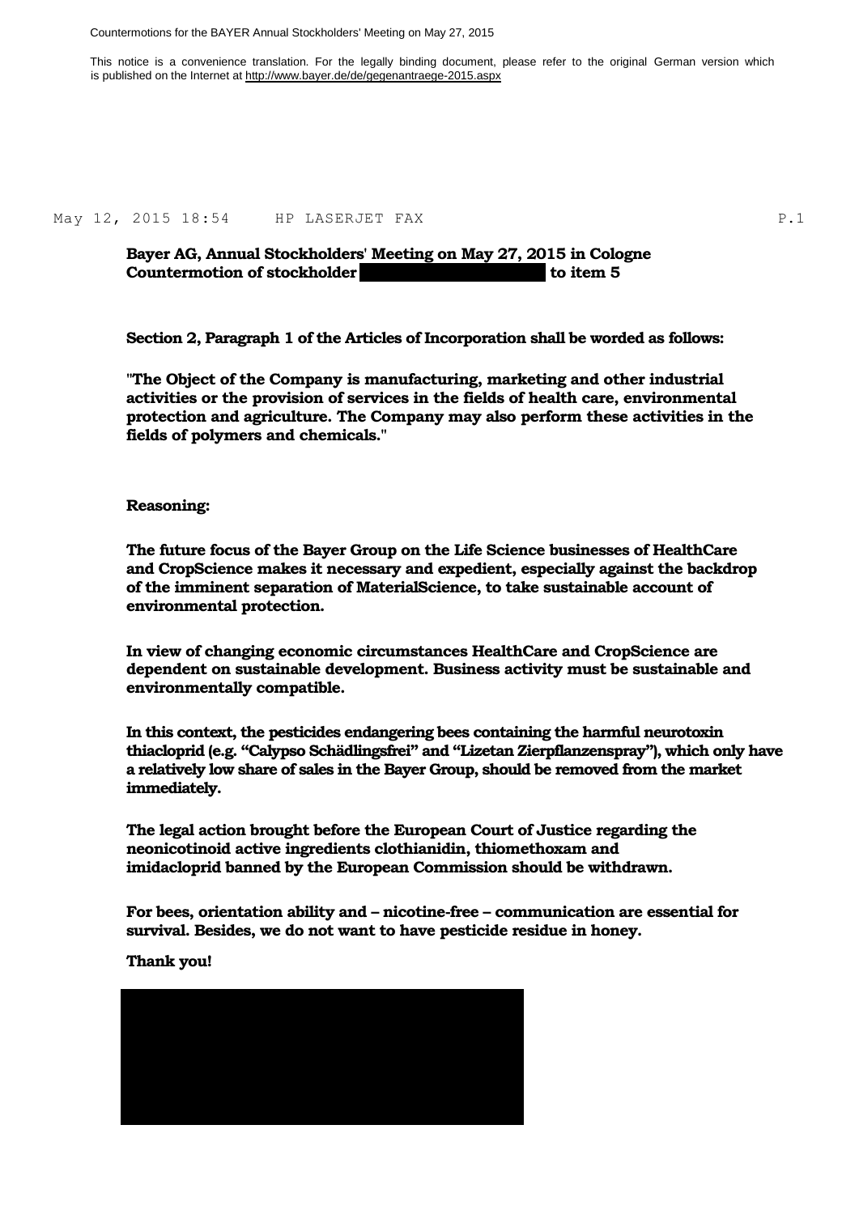This notice is a convenience translation. For the legally binding document, please refer to the original German version which is published on the Internet at http://www.bayer.de/de/gegenantraege-2015.aspx

May 12, 2015 18:54 HP LASERJET FAX P.1

**Bayer AG, Annual Stockholders' Meeting on May 27, 2015 in Cologne**
**Countermotion of stockholder to item 5**

**Section 2, Paragraph 1 of the Articles of Incorporation shall be worded as follows:**

**"The Object of the Company is manufacturing, marketing and other industrial activities or the provision of services in the fields of health care, environmental protection and agriculture. The Company may also perform these activities in the fields of polymers and chemicals."**

**Reasoning:**

**The future focus of the Bayer Group on the Life Science businesses of HealthCare and CropScience makes it necessary and expedient, especially against the backdrop of the imminent separation of MaterialScience, to take sustainable account of environmental protection.**

**In view of changing economic circumstances HealthCare and CropScience are dependent on sustainable development. Business activity must be sustainable and environmentally compatible.**

**In this context, the pesticides endangering bees containing the harmful neurotoxin thiacloprid (e.g. "Calypso Schädlingsfrei" and "Lizetan Zierpflanzenspray"), which only have a relatively low share of sales in the Bayer Group, should be removed from the market immediately.**

**The legal action brought before the European Court of Justice regarding the neonicotinoid active ingredients clothianidin, thiomethoxam and imidacloprid banned by the European Commission should be withdrawn.**

**For bees, orientation ability and – nicotine-free – communication are essential for survival. Besides, we do not want to have pesticide residue in honey.**

**Thank you!**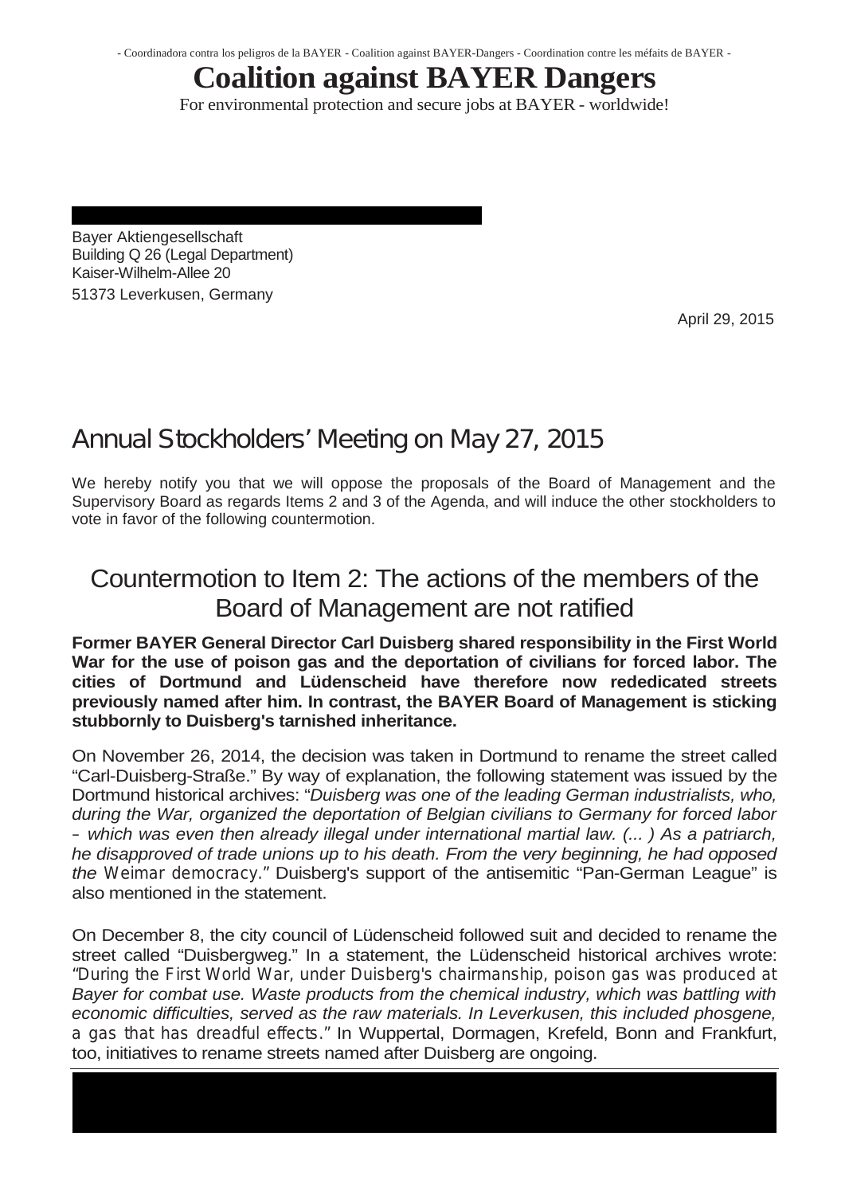- Coordinadora contra los peligros de la BAYER - Coalition against BAYER-Dangers - Coordination contre les méfaits de BAYER -

# Coalition against BAYER Dangers

For environmental protection and secure jobs at BAYER - worldwide!

Bayer Aktiengesellschaft
Building Q 26 (Legal Department)
Kaiser-Wilhelm-Allee 20
51373 Leverkusen, Germany

April 29, 2015

## Annual Stockholders' Meeting on May 27, 2015

We hereby notify you that we will oppose the proposals of the Board of Management and the Supervisory Board as regards Items 2 and 3 of the Agenda, and will induce the other stockholders to vote in favor of the following countermotion.

## Countermotion to Item 2: The actions of the members of the Board of Management are not ratified

**Former BAYER General Director Carl Duisberg shared responsibility in the First World War for the use of poison gas and the deportation of civilians for forced labor. The cities of Dortmund and Lüdenscheid have therefore now rededicated streets previously named after him. In contrast, the BAYER Board of Management is sticking stubbornly to Duisberg's tarnished inheritance.**

On November 26, 2014, the decision was taken in Dortmund to rename the street called "Carl-Duisberg-Straße." By way of explanation, the following statement was issued by the Dortmund historical archives: "*Duisberg was one of the leading German industrialists, who, during the War, organized the deportation of Belgian civilians to Germany for forced labor – which was even then already illegal under international martial law. (... ) As a patriarch, he disapproved of trade unions up to his death. From the very beginning, he had opposed the Weimar democracy.*" Duisberg's support of the antisemitic "Pan-German League" is also mentioned in the statement.

On December 8, the city council of Lüdenscheid followed suit and decided to rename the street called "Duisbergweg." In a statement, the Lüdenscheid historical archives wrote: "*During the First World War, under Duisberg's chairmanship, poison gas was produced at Bayer for combat use. Waste products from the chemical industry, which was battling with economic difficulties, served as the raw materials. In Leverkusen, this included phosgene, a gas that has dreadful effects.*" In Wuppertal, Dormagen, Krefeld, Bonn and Frankfurt, too, initiatives to rename streets named after Duisberg are ongoing.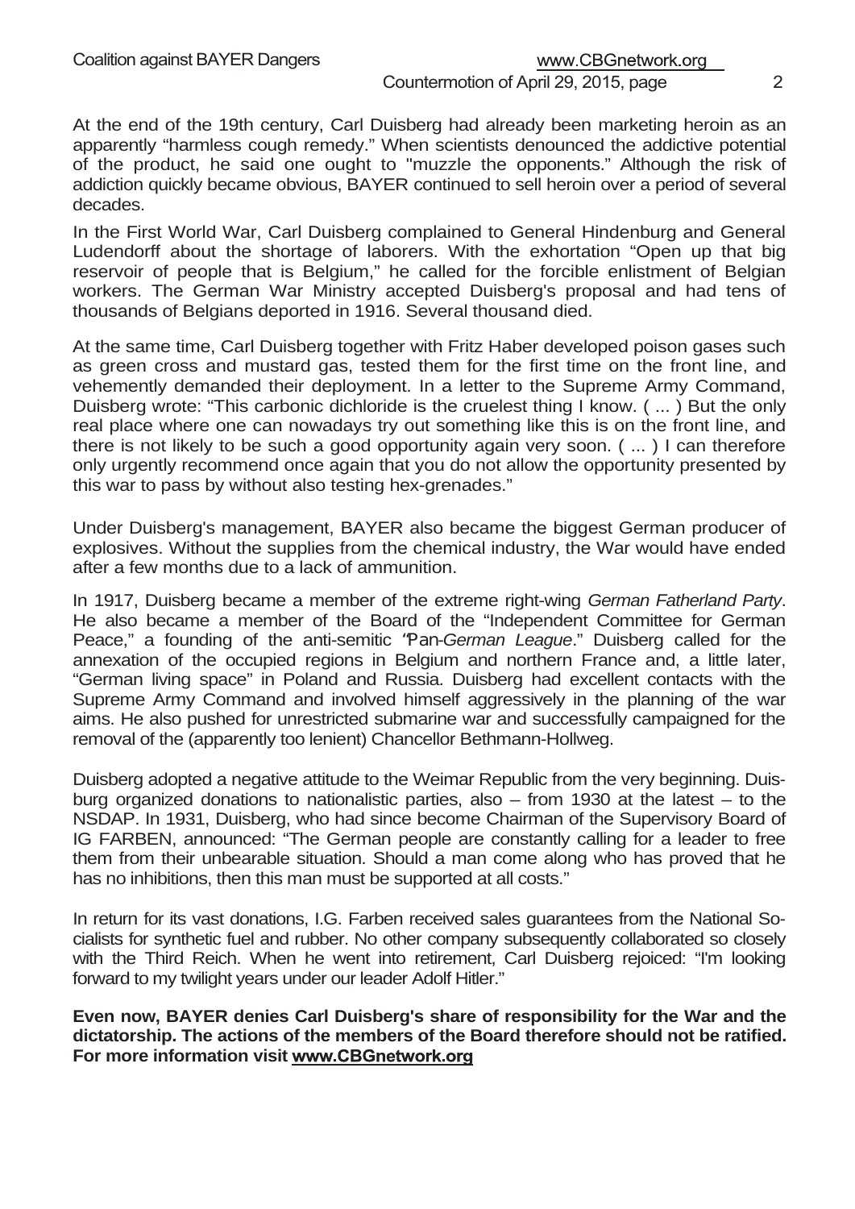At the end of the 19th century, Carl Duisberg had already been marketing heroin as an apparently "harmless cough remedy." When scientists denounced the addictive potential of the product, he said one ought to "muzzle the opponents." Although the risk of addiction quickly became obvious, BAYER continued to sell heroin over a period of several decades.

In the First World War, Carl Duisberg complained to General Hindenburg and General Ludendorff about the shortage of laborers. With the exhortation "Open up that big reservoir of people that is Belgium," he called for the forcible enlistment of Belgian workers. The German War Ministry accepted Duisberg's proposal and had tens of thousands of Belgians deported in 1916. Several thousand died.

At the same time, Carl Duisberg together with Fritz Haber developed poison gases such as green cross and mustard gas, tested them for the first time on the front line, and vehemently demanded their deployment. In a letter to the Supreme Army Command, Duisberg wrote: "This carbonic dichloride is the cruelest thing I know. ( ... ) But the only real place where one can nowadays try out something like this is on the front line, and there is not likely to be such a good opportunity again very soon. ( ... ) I can therefore only urgently recommend once again that you do not allow the opportunity presented by this war to pass by without also testing hex-grenades."

Under Duisberg's management, BAYER also became the biggest German producer of explosives. Without the supplies from the chemical industry, the War would have ended after a few months due to a lack of ammunition.

In 1917, Duisberg became a member of the extreme right-wing *German Fatherland Party*. He also became a member of the Board of the "Independent Committee for German Peace," a founding of the anti-semitic "*Pan-German League*." Duisberg called for the annexation of the occupied regions in Belgium and northern France and, a little later, "German living space" in Poland and Russia. Duisberg had excellent contacts with the Supreme Army Command and involved himself aggressively in the planning of the war aims. He also pushed for unrestricted submarine war and successfully campaigned for the removal of the (apparently too lenient) Chancellor Bethmann-Hollweg.

Duisberg adopted a negative attitude to the Weimar Republic from the very beginning. Duisburg organized donations to nationalistic parties, also – from 1930 at the latest – to the NSDAP. In 1931, Duisberg, who had since become Chairman of the Supervisory Board of IG FARBEN, announced: "The German people are constantly calling for a leader to free them from their unbearable situation. Should a man come along who has proved that he has no inhibitions, then this man must be supported at all costs."

In return for its vast donations, I.G. Farben received sales guarantees from the National Socialists for synthetic fuel and rubber. No other company subsequently collaborated so closely with the Third Reich. When he went into retirement, Carl Duisberg rejoiced: "I'm looking forward to my twilight years under our leader Adolf Hitler."

**Even now, BAYER denies Carl Duisberg's share of responsibility for the War and the dictatorship. The actions of the members of the Board therefore should not be ratified. For more information visit www.CBGnetwork.org**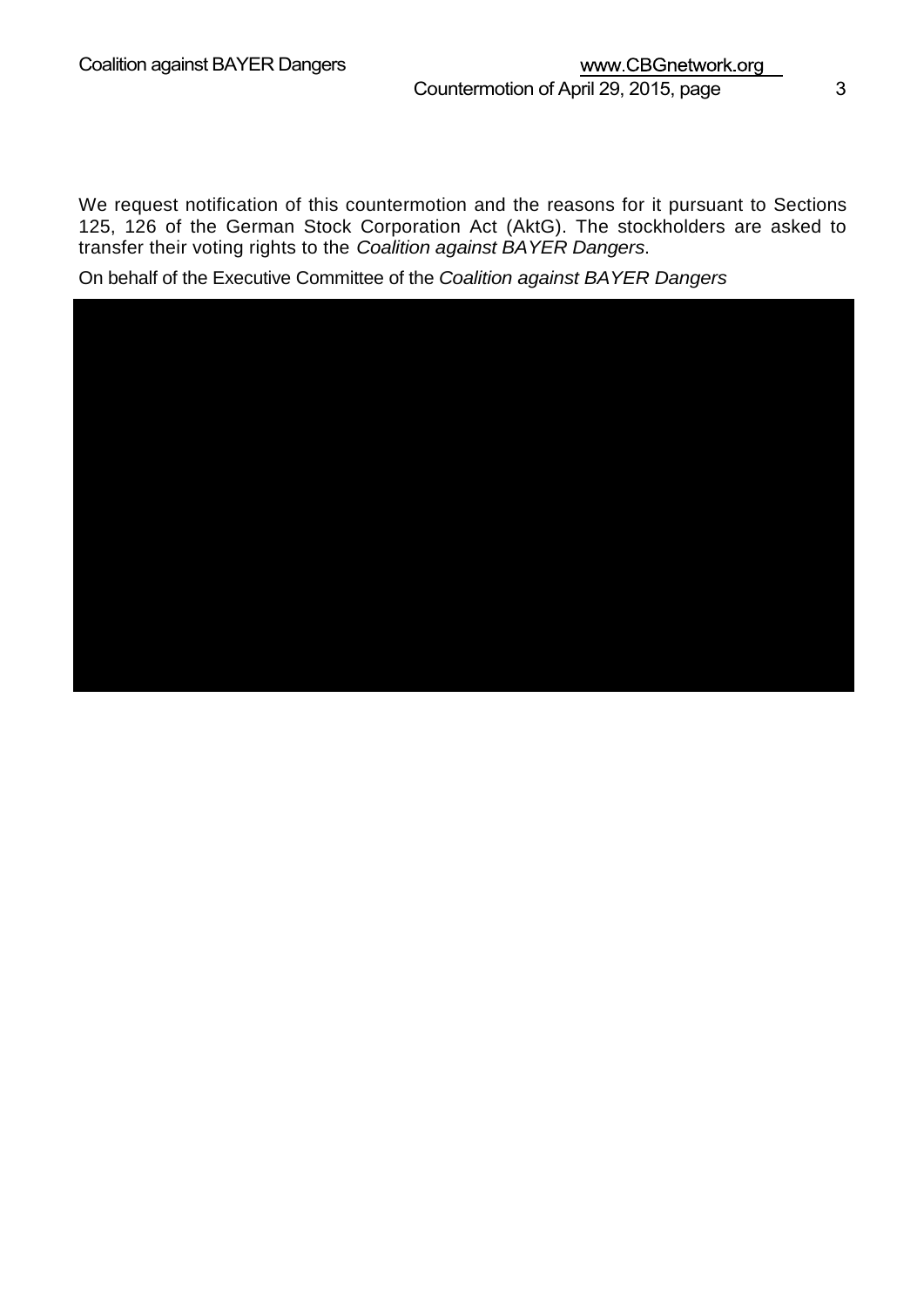We request notification of this countermotion and the reasons for it pursuant to Sections 125, 126 of the German Stock Corporation Act (AktG). The stockholders are asked to transfer their voting rights to the *Coalition against BAYER Dangers*.

On behalf of the Executive Committee of the *Coalition against BAYER Dangers*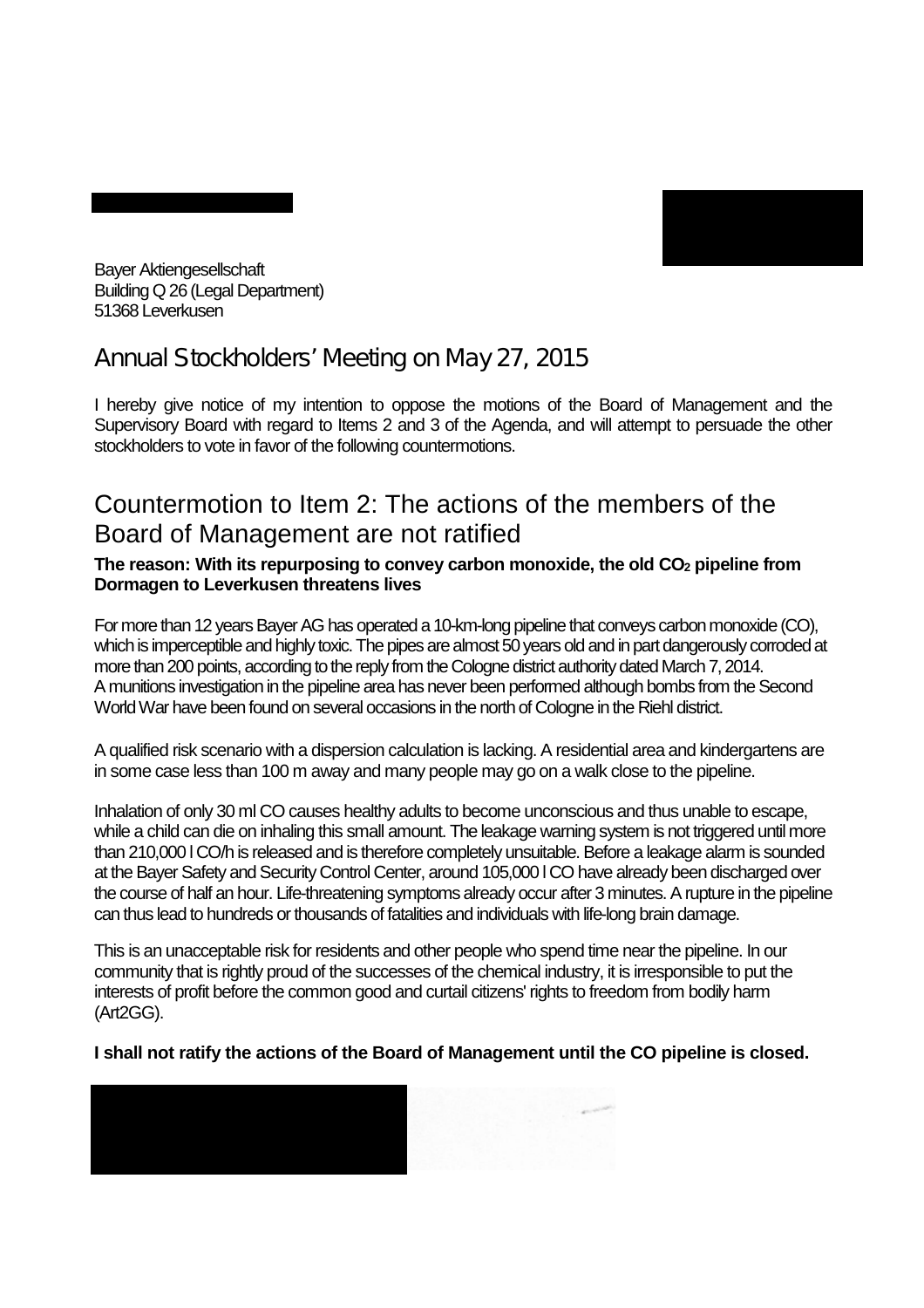Bayer Aktiengesellschaft
Building Q 26 (Legal Department)
51368 Leverkusen

# Annual Stockholders' Meeting on May 27, 2015

I hereby give notice of my intention to oppose the motions of the Board of Management and the Supervisory Board with regard to Items 2 and 3 of the Agenda, and will attempt to persuade the other stockholders to vote in favor of the following countermotions.

## Countermotion to Item 2: The actions of the members of the Board of Management are not ratified

**The reason: With its repurposing to convey carbon monoxide, the old $CO_2$ pipeline from Dormagen to Leverkusen threatens lives**

For more than 12 years Bayer AG has operated a 10-km-long pipeline that conveys carbon monoxide (CO), which is imperceptible and highly toxic. The pipes are almost 50 years old and in part dangerously corroded at more than 200 points, according to the reply from the Cologne district authority dated March 7, 2014. A munitions investigation in the pipeline area has never been performed although bombs from the Second World War have been found on several occasions in the north of Cologne in the Riehl district.

A qualified risk scenario with a dispersion calculation is lacking. A residential area and kindergartens are in some case less than 100 m away and many people may go on a walk close to the pipeline.

Inhalation of only 30 ml CO causes healthy adults to become unconscious and thus unable to escape, while a child can die on inhaling this small amount. The leakage warning system is not triggered until more than 210,000 l CO/h is released and is therefore completely unsuitable. Before a leakage alarm is sounded at the Bayer Safety and Security Control Center, around 105,000 l CO have already been discharged over the course of half an hour. Life-threatening symptoms already occur after 3 minutes. A rupture in the pipeline can thus lead to hundreds or thousands of fatalities and individuals with life-long brain damage.

This is an unacceptable risk for residents and other people who spend time near the pipeline. In our community that is rightly proud of the successes of the chemical industry, it is irresponsible to put the interests of profit before the common good and curtail citizens' rights to freedom from bodily harm (Art2GG).

**I shall not ratify the actions of the Board of Management until the CO pipeline is closed.**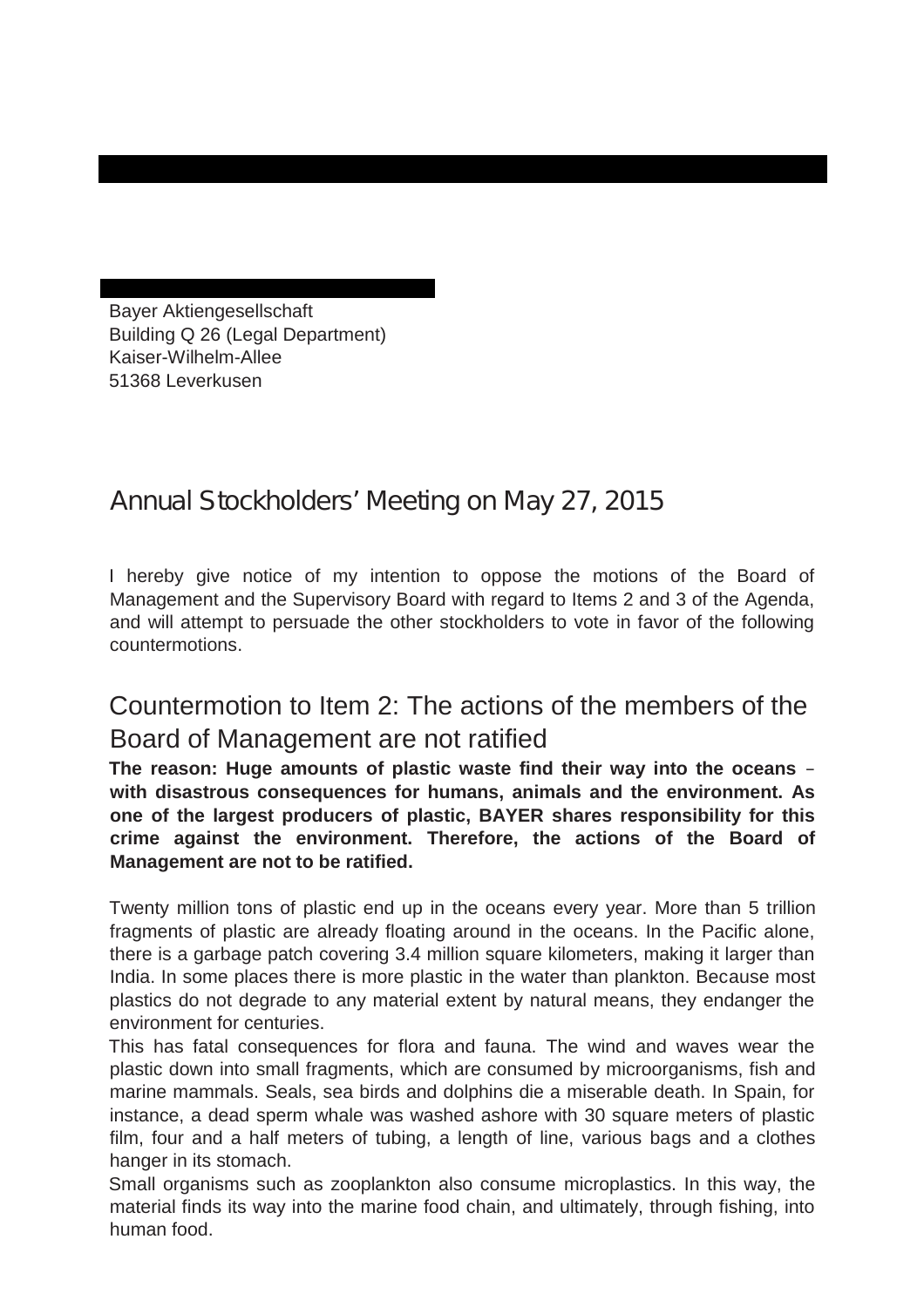Bayer Aktiengesellschaft
Building Q 26 (Legal Department)
Kaiser-Wilhelm-Allee
51368 Leverkusen

# Annual Stockholders' Meeting on May 27, 2015

I hereby give notice of my intention to oppose the motions of the Board of Management and the Supervisory Board with regard to Items 2 and 3 of the Agenda, and will attempt to persuade the other stockholders to vote in favor of the following countermotions.

## Countermotion to Item 2: The actions of the members of the Board of Management are not ratified

**The reason: Huge amounts of plastic waste find their way into the oceans – with disastrous consequences for humans, animals and the environment. As one of the largest producers of plastic, BAYER shares responsibility for this crime against the environment. Therefore, the actions of the Board of Management are not to be ratified.**

Twenty million tons of plastic end up in the oceans every year. More than 5 trillion fragments of plastic are already floating around in the oceans. In the Pacific alone, there is a garbage patch covering 3.4 million square kilometers, making it larger than India. In some places there is more plastic in the water than plankton. Because most plastics do not degrade to any material extent by natural means, they endanger the environment for centuries.

This has fatal consequences for flora and fauna. The wind and waves wear the plastic down into small fragments, which are consumed by microorganisms, fish and marine mammals. Seals, sea birds and dolphins die a miserable death. In Spain, for instance, a dead sperm whale was washed ashore with 30 square meters of plastic film, four and a half meters of tubing, a length of line, various bags and a clothes hanger in its stomach.

Small organisms such as zooplankton also consume microplastics. In this way, the material finds its way into the marine food chain, and ultimately, through fishing, into human food.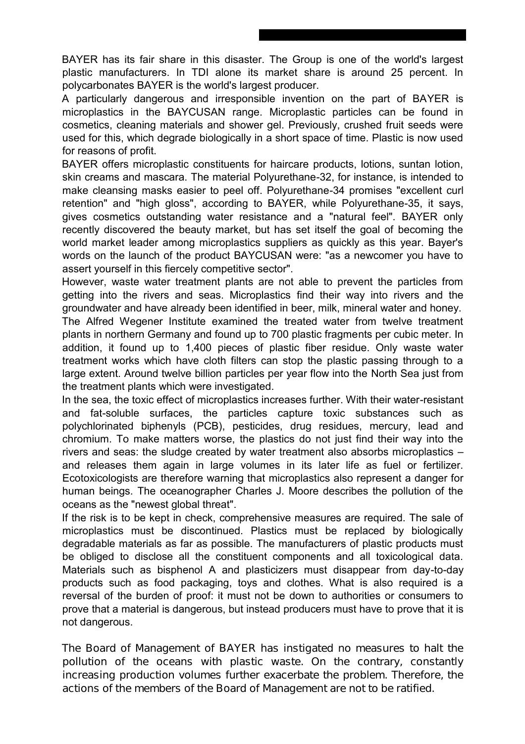BAYER has its fair share in this disaster. The Group is one of the world's largest plastic manufacturers. In TDI alone its market share is around 25 percent. In polycarbonates BAYER is the world's largest producer.

A particularly dangerous and irresponsible invention on the part of BAYER is microplastics in the BAYCUSAN range. Microplastic particles can be found in cosmetics, cleaning materials and shower gel. Previously, crushed fruit seeds were used for this, which degrade biologically in a short space of time. Plastic is now used for reasons of profit.

BAYER offers microplastic constituents for haircare products, lotions, suntan lotion, skin creams and mascara. The material Polyurethane-32, for instance, is intended to make cleansing masks easier to peel off. Polyurethane-34 promises "excellent curl retention" and "high gloss", according to BAYER, while Polyurethane-35, it says, gives cosmetics outstanding water resistance and a "natural feel". BAYER only recently discovered the beauty market, but has set itself the goal of becoming the world market leader among microplastics suppliers as quickly as this year. Bayer's words on the launch of the product BAYCUSAN were: "as a newcomer you have to assert yourself in this fiercely competitive sector".

However, waste water treatment plants are not able to prevent the particles from getting into the rivers and seas. Microplastics find their way into rivers and the groundwater and have already been identified in beer, milk, mineral water and honey.

The Alfred Wegener Institute examined the treated water from twelve treatment plants in northern Germany and found up to 700 plastic fragments per cubic meter. In addition, it found up to 1,400 pieces of plastic fiber residue. Only waste water treatment works which have cloth filters can stop the plastic passing through to a large extent. Around twelve billion particles per year flow into the North Sea just from the treatment plants which were investigated.

In the sea, the toxic effect of microplastics increases further. With their water-resistant and fat-soluble surfaces, the particles capture toxic substances such as polychlorinated biphenyls (PCB), pesticides, drug residues, mercury, lead and chromium. To make matters worse, the plastics do not just find their way into the rivers and seas: the sludge created by water treatment also absorbs microplastics – and releases them again in large volumes in its later life as fuel or fertilizer. Ecotoxicologists are therefore warning that microplastics also represent a danger for human beings. The oceanographer Charles J. Moore describes the pollution of the oceans as the "newest global threat".

If the risk is to be kept in check, comprehensive measures are required. The sale of microplastics must be discontinued. Plastics must be replaced by biologically degradable materials as far as possible. The manufacturers of plastic products must be obliged to disclose all the constituent components and all toxicological data. Materials such as bisphenol A and plasticizers must disappear from day-to-day products such as food packaging, toys and clothes. What is also required is a reversal of the burden of proof: it must not be down to authorities or consumers to prove that a material is dangerous, but instead producers must have to prove that it is not dangerous.

The Board of Management of BAYER has instigated no measures to halt the pollution of the oceans with plastic waste. On the contrary, constantly increasing production volumes further exacerbate the problem. Therefore, the actions of the members of the Board of Management are not to be ratified.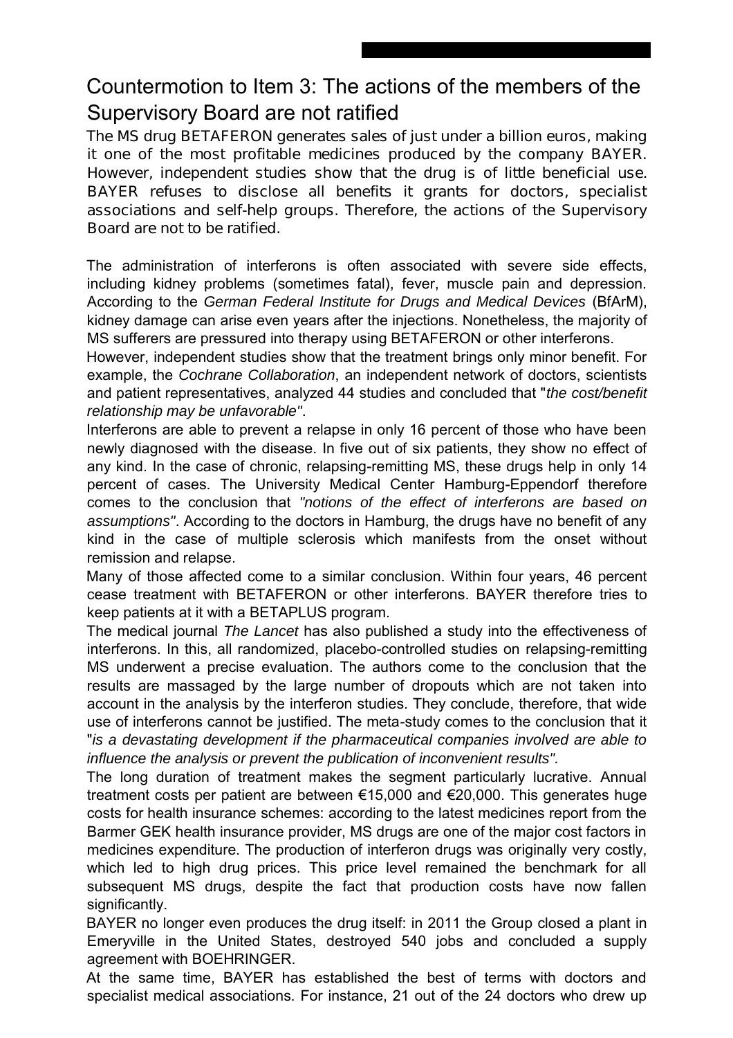## Countermotion to Item 3: The actions of the members of the Supervisory Board are not ratified

**The MS drug BETAFERON generates sales of just under a billion euros, making it one of the most profitable medicines produced by the company BAYER. However, independent studies show that the drug is of little beneficial use. BAYER refuses to disclose all benefits it grants for doctors, specialist associations and self-help groups. Therefore, the actions of the Supervisory Board are not to be ratified.**

The administration of interferons is often associated with severe side effects, including kidney problems (sometimes fatal), fever, muscle pain and depression. According to the *German Federal Institute for Drugs and Medical Devices* (BfArM), kidney damage can arise even years after the injections. Nonetheless, the majority of MS sufferers are pressured into therapy using BETAFERON or other interferons.

However, independent studies show that the treatment brings only minor benefit. For example, the *Cochrane Collaboration*, an independent network of doctors, scientists and patient representatives, analyzed 44 studies and concluded that "*the cost/benefit relationship may be unfavorable"*.

Interferons are able to prevent a relapse in only 16 percent of those who have been newly diagnosed with the disease. In five out of six patients, they show no effect of any kind. In the case of chronic, relapsing-remitting MS, these drugs help in only 14 percent of cases. The University Medical Center Hamburg-Eppendorf therefore comes to the conclusion that *"notions of the effect of interferons are based on assumptions"*. According to the doctors in Hamburg, the drugs have no benefit of any kind in the case of multiple sclerosis which manifests from the onset without remission and relapse.

Many of those affected come to a similar conclusion. Within four years, 46 percent cease treatment with BETAFERON or other interferons. BAYER therefore tries to keep patients at it with a BETAPLUS program.

The medical journal *The Lancet* has also published a study into the effectiveness of interferons. In this, all randomized, placebo-controlled studies on relapsing-remitting MS underwent a precise evaluation. The authors come to the conclusion that the results are massaged by the large number of dropouts which are not taken into account in the analysis by the interferon studies. They conclude, therefore, that wide use of interferons cannot be justified. The meta-study comes to the conclusion that it "*is a devastating development if the pharmaceutical companies involved are able to influence the analysis or prevent the publication of inconvenient results".*

The long duration of treatment makes the segment particularly lucrative. Annual treatment costs per patient are between €15,000 and €20,000. This generates huge costs for health insurance schemes: according to the latest medicines report from the Barmer GEK health insurance provider, MS drugs are one of the major cost factors in medicines expenditure. The production of interferon drugs was originally very costly, which led to high drug prices. This price level remained the benchmark for all subsequent MS drugs, despite the fact that production costs have now fallen significantly.

BAYER no longer even produces the drug itself: in 2011 the Group closed a plant in Emeryville in the United States, destroyed 540 jobs and concluded a supply agreement with BOEHRINGER.

At the same time, BAYER has established the best of terms with doctors and specialist medical associations. For instance, 21 out of the 24 doctors who drew up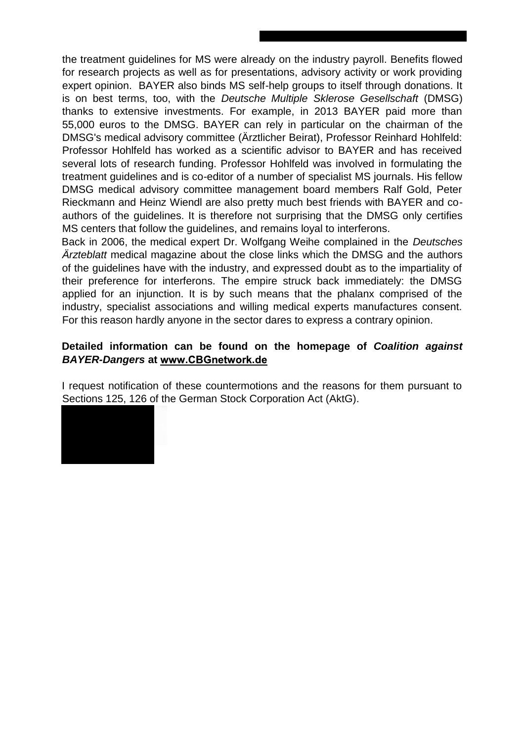the treatment guidelines for MS were already on the industry payroll. Benefits flowed for research projects as well as for presentations, advisory activity or work providing expert opinion. BAYER also binds MS self-help groups to itself through donations. It is on best terms, too, with the *Deutsche Multiple Sklerose Gesellschaft* (DMSG) thanks to extensive investments. For example, in 2013 BAYER paid more than 55,000 euros to the DMSG. BAYER can rely in particular on the chairman of the DMSG's medical advisory committee (Ärztlicher Beirat), Professor Reinhard Hohlfeld: Professor Hohlfeld has worked as a scientific advisor to BAYER and has received several lots of research funding. Professor Hohlfeld was involved in formulating the treatment guidelines and is co-editor of a number of specialist MS journals. His fellow DMSG medical advisory committee management board members Ralf Gold, Peter Rieckmann and Heinz Wiendl are also pretty much best friends with BAYER and co-authors of the guidelines. It is therefore not surprising that the DMSG only certifies MS centers that follow the guidelines, and remains loyal to interferons.

Back in 2006, the medical expert Dr. Wolfgang Weihe complained in the *Deutsches Ärzteblatt* medical magazine about the close links which the DMSG and the authors of the guidelines have with the industry, and expressed doubt as to the impartiality of their preference for interferons. The empire struck back immediately: the DMSG applied for an injunction. It is by such means that the phalanx comprised of the industry, specialist associations and willing medical experts manufactures consent. For this reason hardly anyone in the sector dares to express a contrary opinion.

**Detailed information can be found on the homepage of *Coalition against BAYER-Dangers* at www.CBGnetwork.de**

I request notification of these countermotions and the reasons for them pursuant to Sections 125, 126 of the German Stock Corporation Act (AktG).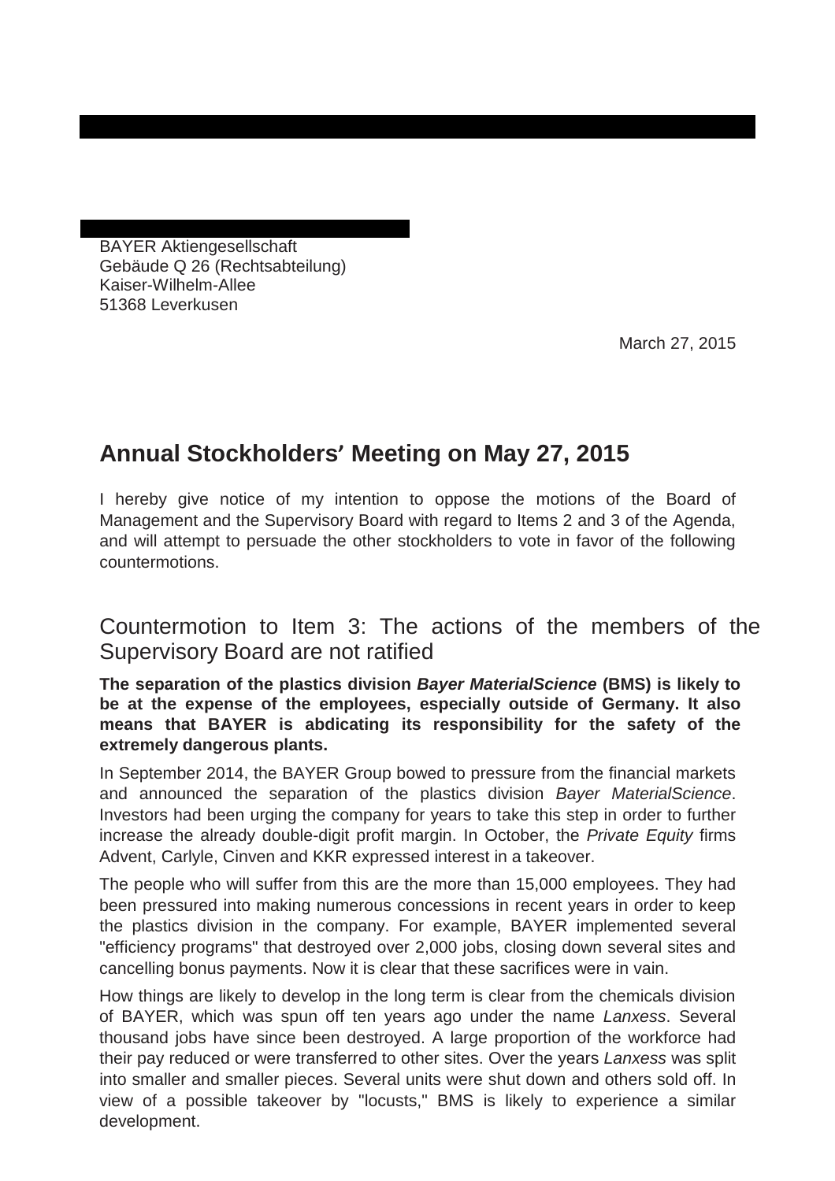BAYER Aktiengesellschaft
Gebäude Q 26 (Rechtsabteilung)
Kaiser-Wilhelm-Allee
51368 Leverkusen

March 27, 2015

## Annual Stockholders' Meeting on May 27, 2015

I hereby give notice of my intention to oppose the motions of the Board of Management and the Supervisory Board with regard to Items 2 and 3 of the Agenda, and will attempt to persuade the other stockholders to vote in favor of the following countermotions.

### Countermotion to Item 3: The actions of the members of the Supervisory Board are not ratified

**The separation of the plastics division *Bayer MaterialScience* (BMS) is likely to be at the expense of the employees, especially outside of Germany. It also means that BAYER is abdicating its responsibility for the safety of the extremely dangerous plants.**

In September 2014, the BAYER Group bowed to pressure from the financial markets and announced the separation of the plastics division *Bayer MaterialScience*. Investors had been urging the company for years to take this step in order to further increase the already double-digit profit margin. In October, the *Private Equity* firms Advent, Carlyle, Cinven and KKR expressed interest in a takeover.

The people who will suffer from this are the more than 15,000 employees. They had been pressured into making numerous concessions in recent years in order to keep the plastics division in the company. For example, BAYER implemented several "efficiency programs" that destroyed over 2,000 jobs, closing down several sites and cancelling bonus payments. Now it is clear that these sacrifices were in vain.

How things are likely to develop in the long term is clear from the chemicals division of BAYER, which was spun off ten years ago under the name *Lanxess*. Several thousand jobs have since been destroyed. A large proportion of the workforce had their pay reduced or were transferred to other sites. Over the years *Lanxess* was split into smaller and smaller pieces. Several units were shut down and others sold off. In view of a possible takeover by "locusts," BMS is likely to experience a similar development.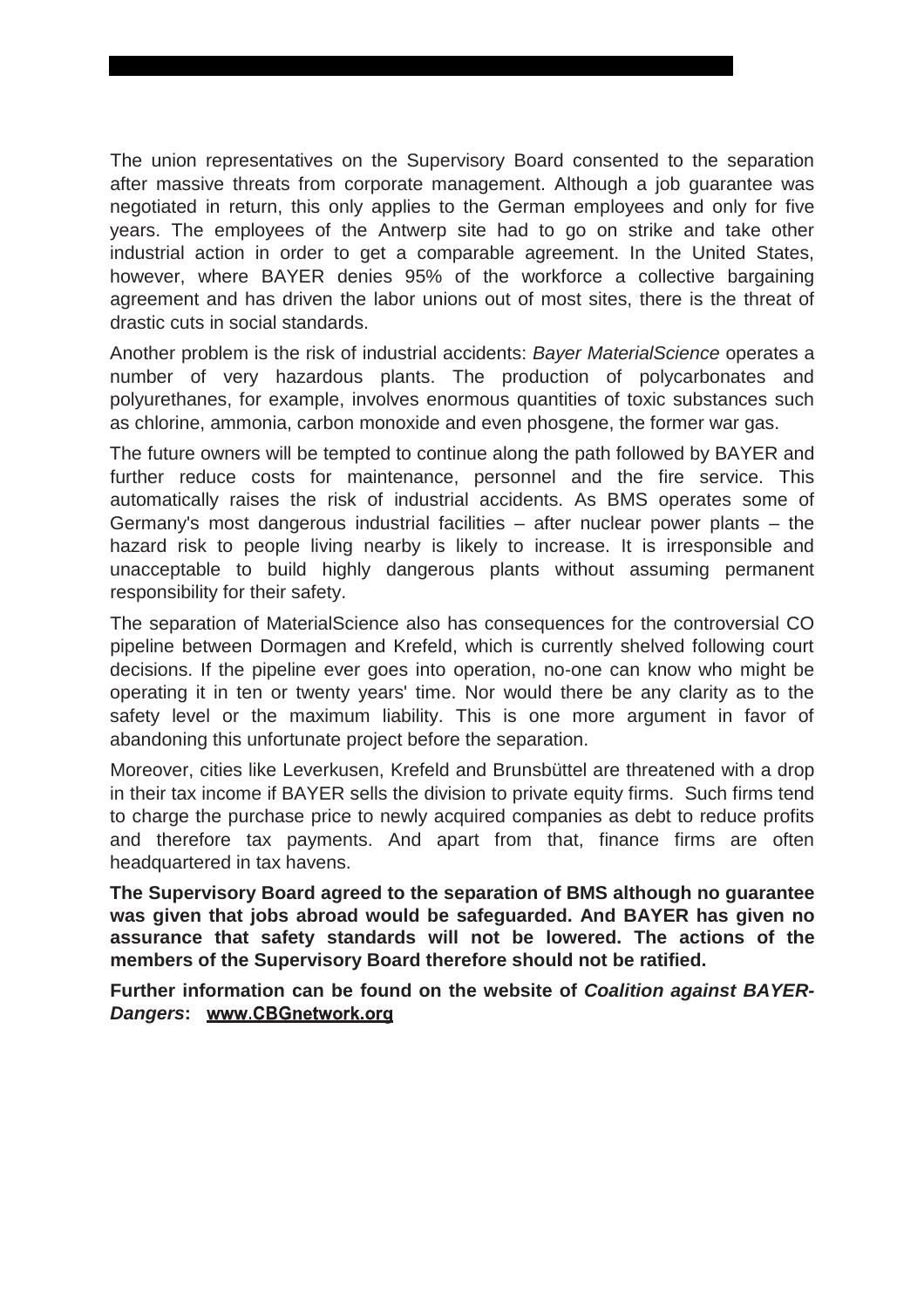The union representatives on the Supervisory Board consented to the separation after massive threats from corporate management. Although a job guarantee was negotiated in return, this only applies to the German employees and only for five years. The employees of the Antwerp site had to go on strike and take other industrial action in order to get a comparable agreement. In the United States, however, where BAYER denies 95% of the workforce a collective bargaining agreement and has driven the labor unions out of most sites, there is the threat of drastic cuts in social standards.

Another problem is the risk of industrial accidents: *Bayer MaterialScience* operates a number of very hazardous plants. The production of polycarbonates and polyurethanes, for example, involves enormous quantities of toxic substances such as chlorine, ammonia, carbon monoxide and even phosgene, the former war gas.

The future owners will be tempted to continue along the path followed by BAYER and further reduce costs for maintenance, personnel and the fire service. This automatically raises the risk of industrial accidents. As BMS operates some of Germany's most dangerous industrial facilities – after nuclear power plants – the hazard risk to people living nearby is likely to increase. It is irresponsible and unacceptable to build highly dangerous plants without assuming permanent responsibility for their safety.

The separation of MaterialScience also has consequences for the controversial CO pipeline between Dormagen and Krefeld, which is currently shelved following court decisions. If the pipeline ever goes into operation, no-one can know who might be operating it in ten or twenty years' time. Nor would there be any clarity as to the safety level or the maximum liability. This is one more argument in favor of abandoning this unfortunate project before the separation.

Moreover, cities like Leverkusen, Krefeld and Brunsbüttel are threatened with a drop in their tax income if BAYER sells the division to private equity firms. Such firms tend to charge the purchase price to newly acquired companies as debt to reduce profits and therefore tax payments. And apart from that, finance firms are often headquartered in tax havens.

**The Supervisory Board agreed to the separation of BMS although no guarantee was given that jobs abroad would be safeguarded. And BAYER has given no assurance that safety standards will not be lowered. The actions of the members of the Supervisory Board therefore should not be ratified.**

**Further information can be found on the website of *Coalition against BAYER-Dangers*: www.CBGnetwork.org**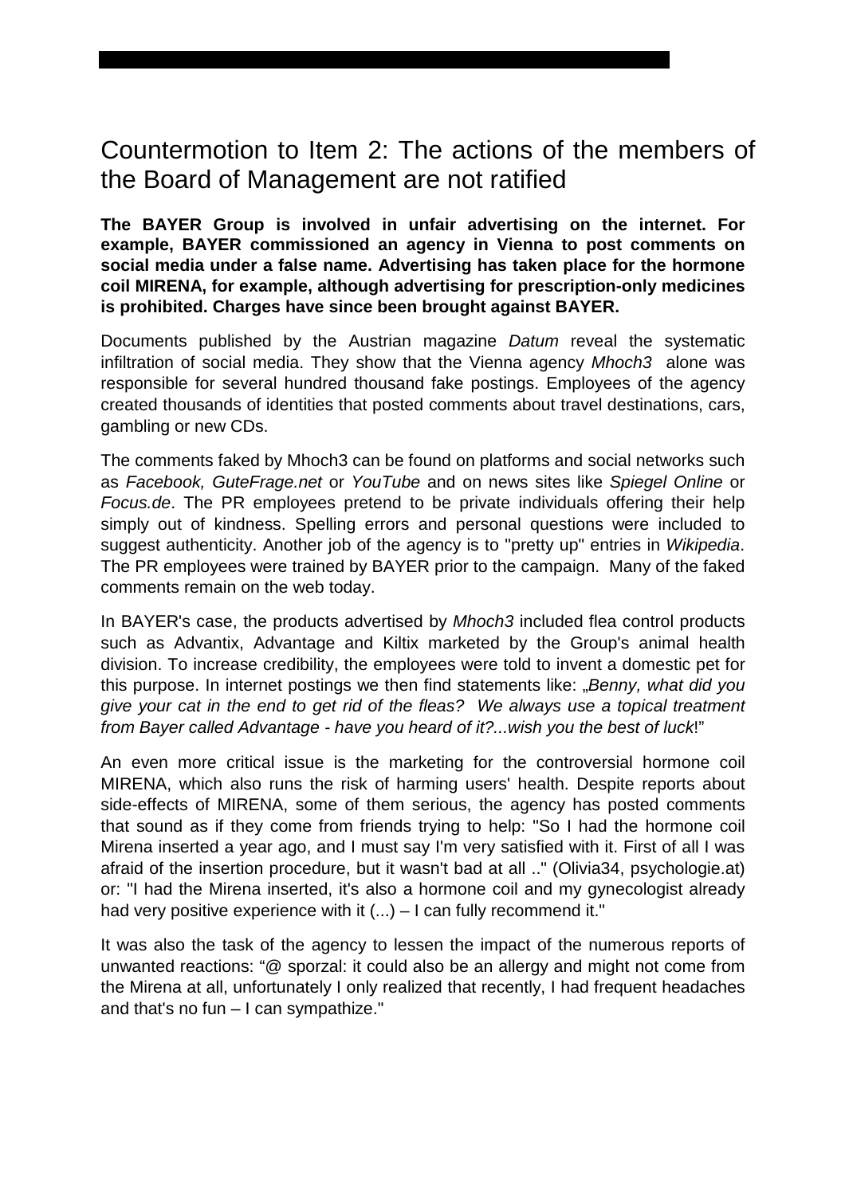# Countermotion to Item 2: The actions of the members of the Board of Management are not ratified

**The BAYER Group is involved in unfair advertising on the internet. For example, BAYER commissioned an agency in Vienna to post comments on social media under a false name. Advertising has taken place for the hormone coil MIRENA, for example, although advertising for prescription-only medicines is prohibited. Charges have since been brought against BAYER.**

Documents published by the Austrian magazine *Datum* reveal the systematic infiltration of social media. They show that the Vienna agency *Mhoch3* alone was responsible for several hundred thousand fake postings. Employees of the agency created thousands of identities that posted comments about travel destinations, cars, gambling or new CDs.

The comments faked by Mhoch3 can be found on platforms and social networks such as *Facebook, GuteFrage.net* or *YouTube* and on news sites like *Spiegel Online* or *Focus.de*. The PR employees pretend to be private individuals offering their help simply out of kindness. Spelling errors and personal questions were included to suggest authenticity. Another job of the agency is to "pretty up" entries in *Wikipedia*. The PR employees were trained by BAYER prior to the campaign. Many of the faked comments remain on the web today.

In BAYER's case, the products advertised by *Mhoch3* included flea control products such as Advantix, Advantage and Kiltix marketed by the Group's animal health division. To increase credibility, the employees were told to invent a domestic pet for this purpose. In internet postings we then find statements like: „*Benny, what did you give your cat in the end to get rid of the fleas? We always use a topical treatment from Bayer called Advantage - have you heard of it?...wish you the best of luck*!"

An even more critical issue is the marketing for the controversial hormone coil MIRENA, which also runs the risk of harming users' health. Despite reports about side-effects of MIRENA, some of them serious, the agency has posted comments that sound as if they come from friends trying to help: "So I had the hormone coil Mirena inserted a year ago, and I must say I'm very satisfied with it. First of all I was afraid of the insertion procedure, but it wasn't bad at all .." (Olivia34, psychologie.at) or: "I had the Mirena inserted, it's also a hormone coil and my gynecologist already had very positive experience with it (...) – I can fully recommend it."

It was also the task of the agency to lessen the impact of the numerous reports of unwanted reactions: "@ sporzal: it could also be an allergy and might not come from the Mirena at all, unfortunately I only realized that recently, I had frequent headaches and that's no fun – I can sympathize."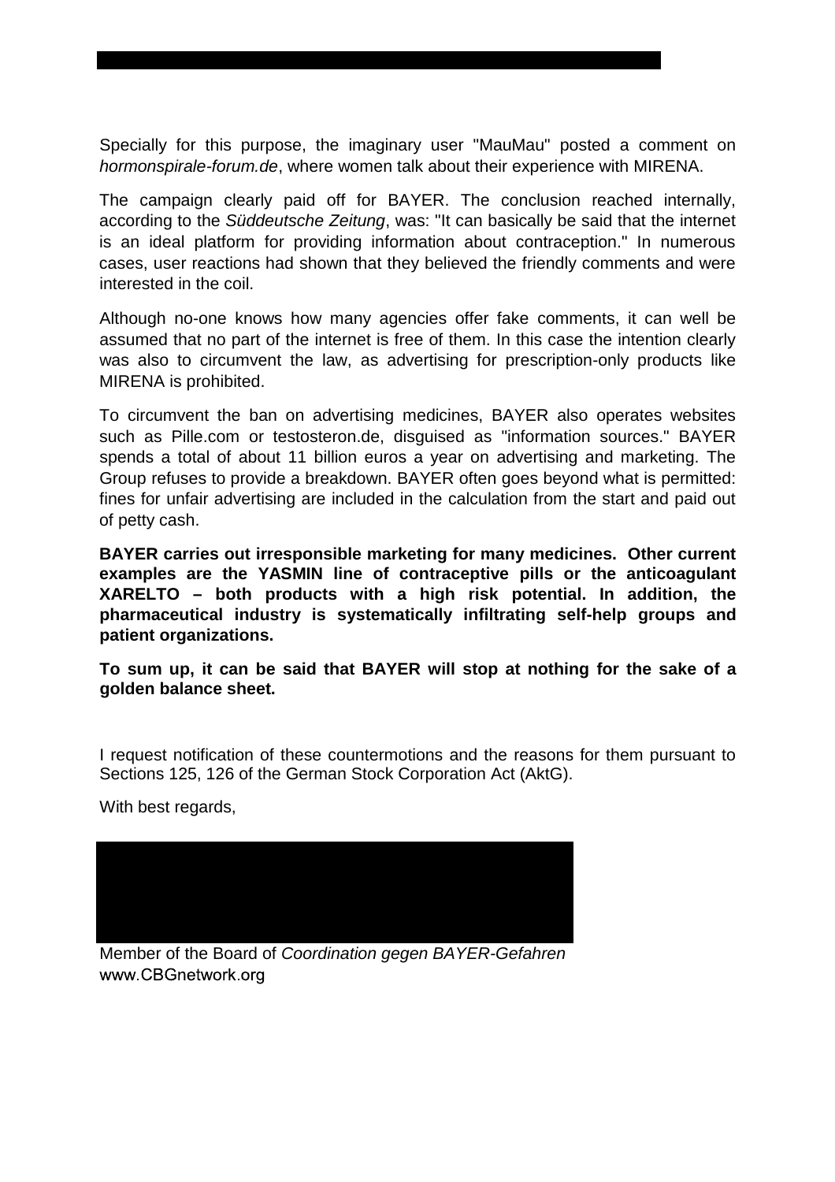Specially for this purpose, the imaginary user "MauMau" posted a comment on *hormonspirale-forum.de*, where women talk about their experience with MIRENA.

The campaign clearly paid off for BAYER. The conclusion reached internally, according to the *Süddeutsche Zeitung*, was: "It can basically be said that the internet is an ideal platform for providing information about contraception." In numerous cases, user reactions had shown that they believed the friendly comments and were interested in the coil.

Although no-one knows how many agencies offer fake comments, it can well be assumed that no part of the internet is free of them. In this case the intention clearly was also to circumvent the law, as advertising for prescription-only products like MIRENA is prohibited.

To circumvent the ban on advertising medicines, BAYER also operates websites such as Pille.com or testosteron.de, disguised as "information sources." BAYER spends a total of about 11 billion euros a year on advertising and marketing. The Group refuses to provide a breakdown. BAYER often goes beyond what is permitted: fines for unfair advertising are included in the calculation from the start and paid out of petty cash.

**BAYER carries out irresponsible marketing for many medicines. Other current examples are the YASMIN line of contraceptive pills or the anticoagulant XARELTO – both products with a high risk potential. In addition, the pharmaceutical industry is systematically infiltrating self-help groups and patient organizations.**

**To sum up, it can be said that BAYER will stop at nothing for the sake of a golden balance sheet.**

I request notification of these countermotions and the reasons for them pursuant to Sections 125, 126 of the German Stock Corporation Act (AktG).

With best regards,

Member of the Board of *Coordination gegen BAYER-Gefahren*
www.CBGnetwork.org